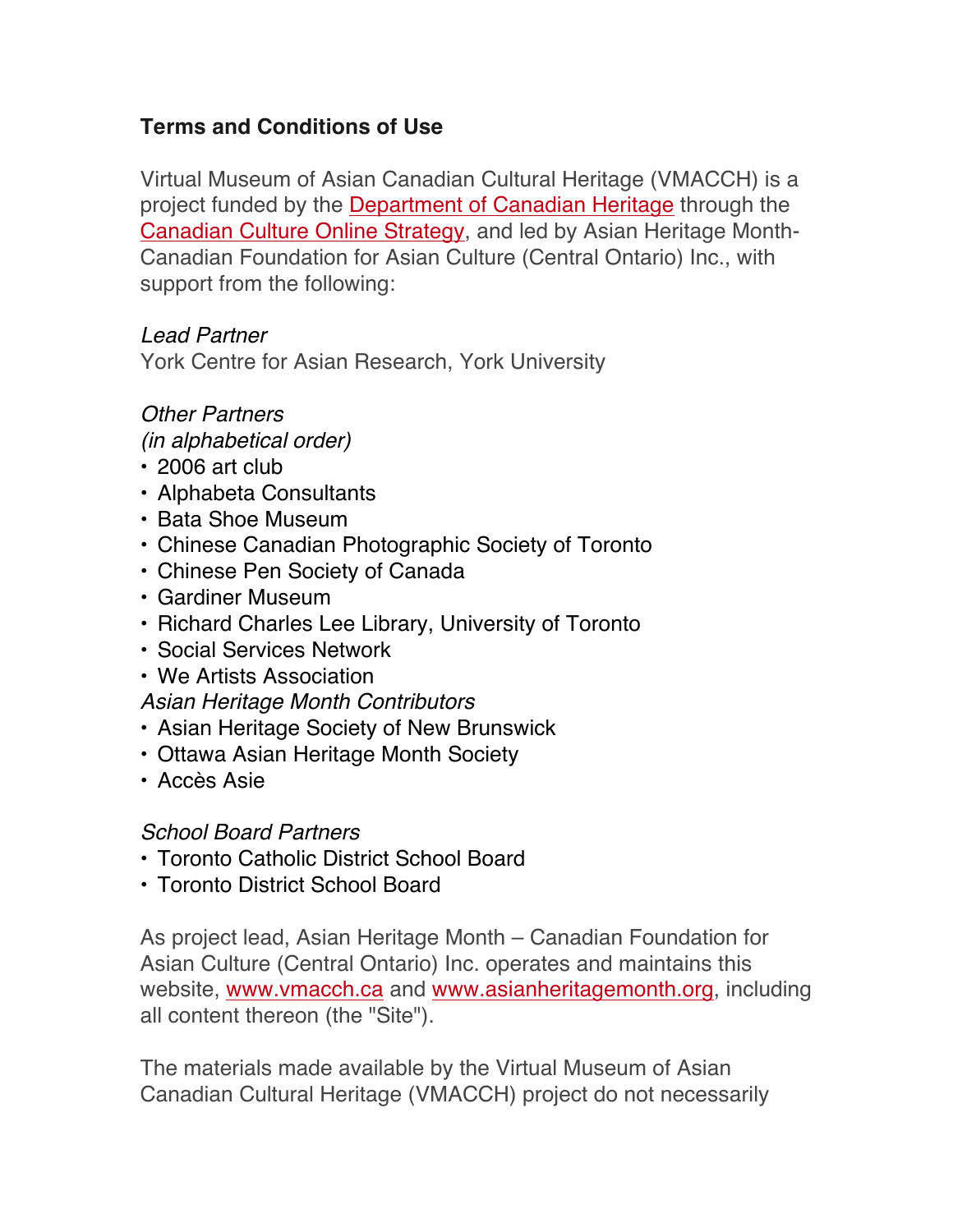# Terms and Conditions of Use

Virtual Museum of Asian Canadian Cultural Heritage (VMACCH) is a project funded by the Department of Canadian Heritage through the Canadian Culture Online Strategy, and led by Asian Heritage Month-Canadian Foundation for Asian Culture (Central Ontario) Inc., with support from the following:

*Lead Partner*
York Centre for Asian Research, York University

*Other Partners*
*(in alphabetical order)*

- 2006 art club
- Alphabeta Consultants
- Bata Shoe Museum
- Chinese Canadian Photographic Society of Toronto
- Chinese Pen Society of Canada
- Gardiner Museum
- Richard Charles Lee Library, University of Toronto
- Social Services Network
- We Artists Association

*Asian Heritage Month Contributors*

- Asian Heritage Society of New Brunswick
- Ottawa Asian Heritage Month Society
- Accès Asie

*School Board Partners*

- Toronto Catholic District School Board
- Toronto District School Board

As project lead, Asian Heritage Month – Canadian Foundation for Asian Culture (Central Ontario) Inc. operates and maintains this website, www.vmacch.ca and www.asianheritagemonth.org, including all content thereon (the "Site").

The materials made available by the Virtual Museum of Asian Canadian Cultural Heritage (VMACCH) project do not necessarily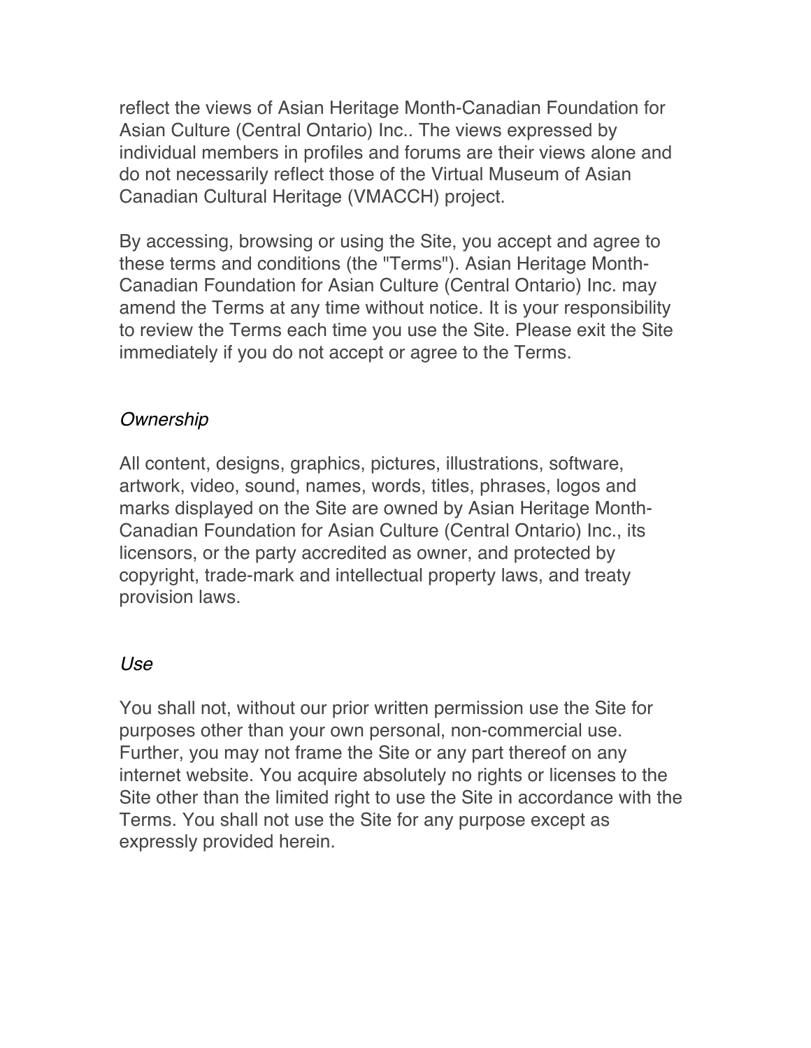reflect the views of Asian Heritage Month-Canadian Foundation for Asian Culture (Central Ontario) Inc.. The views expressed by individual members in profiles and forums are their views alone and do not necessarily reflect those of the Virtual Museum of Asian Canadian Cultural Heritage (VMACCH) project.

By accessing, browsing or using the Site, you accept and agree to these terms and conditions (the "Terms"). Asian Heritage Month-Canadian Foundation for Asian Culture (Central Ontario) Inc. may amend the Terms at any time without notice. It is your responsibility to review the Terms each time you use the Site. Please exit the Site immediately if you do not accept or agree to the Terms.

*Ownership*

All content, designs, graphics, pictures, illustrations, software, artwork, video, sound, names, words, titles, phrases, logos and marks displayed on the Site are owned by Asian Heritage Month-Canadian Foundation for Asian Culture (Central Ontario) Inc., its licensors, or the party accredited as owner, and protected by copyright, trade-mark and intellectual property laws, and treaty provision laws.

*Use*

You shall not, without our prior written permission use the Site for purposes other than your own personal, non-commercial use. Further, you may not frame the Site or any part thereof on any internet website. You acquire absolutely no rights or licenses to the Site other than the limited right to use the Site in accordance with the Terms. You shall not use the Site for any purpose except as expressly provided herein.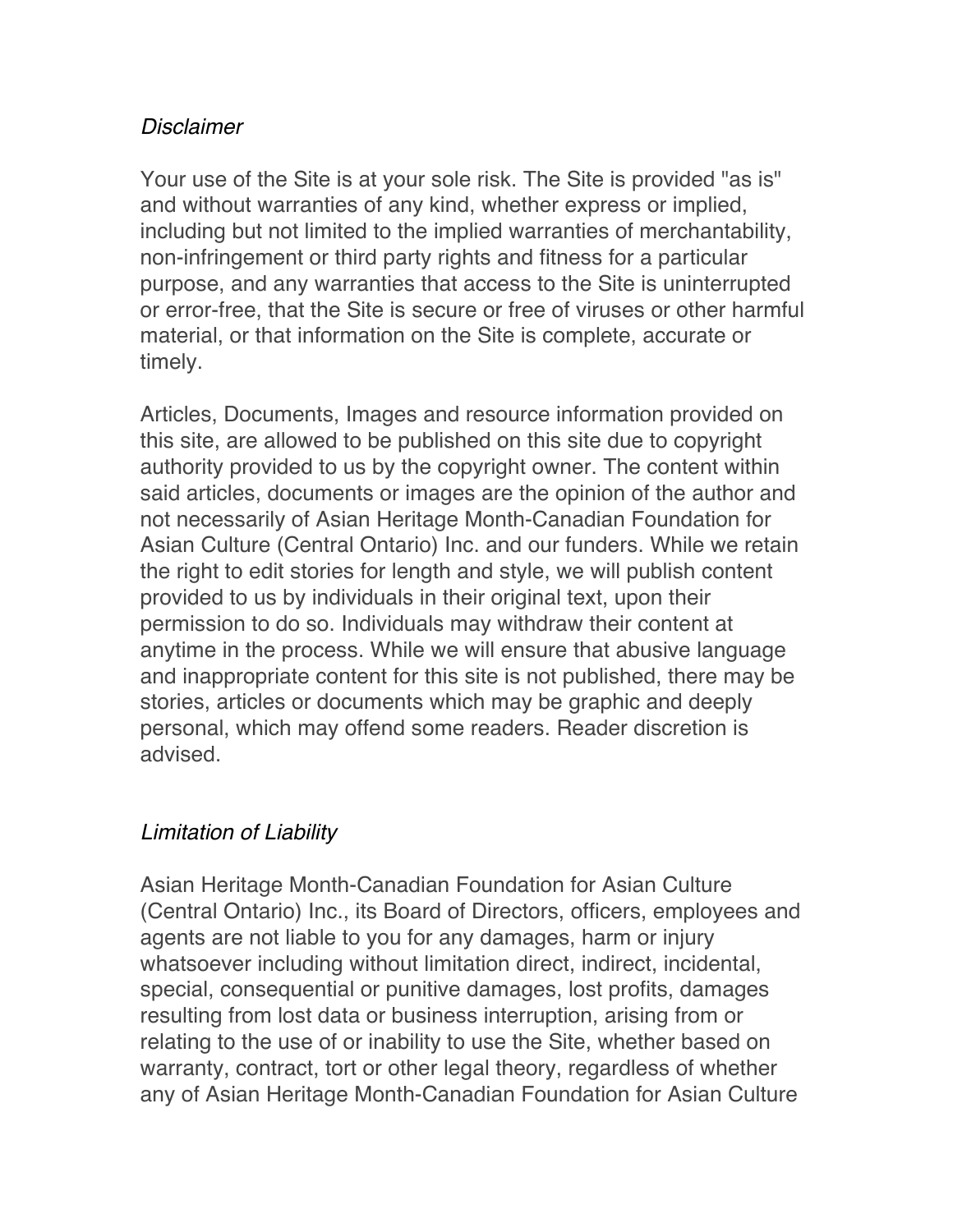*Disclaimer*

Your use of the Site is at your sole risk. The Site is provided "as is" and without warranties of any kind, whether express or implied, including but not limited to the implied warranties of merchantability, non-infringement or third party rights and fitness for a particular purpose, and any warranties that access to the Site is uninterrupted or error-free, that the Site is secure or free of viruses or other harmful material, or that information on the Site is complete, accurate or timely.

Articles, Documents, Images and resource information provided on this site, are allowed to be published on this site due to copyright authority provided to us by the copyright owner. The content within said articles, documents or images are the opinion of the author and not necessarily of Asian Heritage Month-Canadian Foundation for Asian Culture (Central Ontario) Inc. and our funders. While we retain the right to edit stories for length and style, we will publish content provided to us by individuals in their original text, upon their permission to do so. Individuals may withdraw their content at anytime in the process. While we will ensure that abusive language and inappropriate content for this site is not published, there may be stories, articles or documents which may be graphic and deeply personal, which may offend some readers. Reader discretion is advised.

*Limitation of Liability*

Asian Heritage Month-Canadian Foundation for Asian Culture (Central Ontario) Inc., its Board of Directors, officers, employees and agents are not liable to you for any damages, harm or injury whatsoever including without limitation direct, indirect, incidental, special, consequential or punitive damages, lost profits, damages resulting from lost data or business interruption, arising from or relating to the use of or inability to use the Site, whether based on warranty, contract, tort or other legal theory, regardless of whether any of Asian Heritage Month-Canadian Foundation for Asian Culture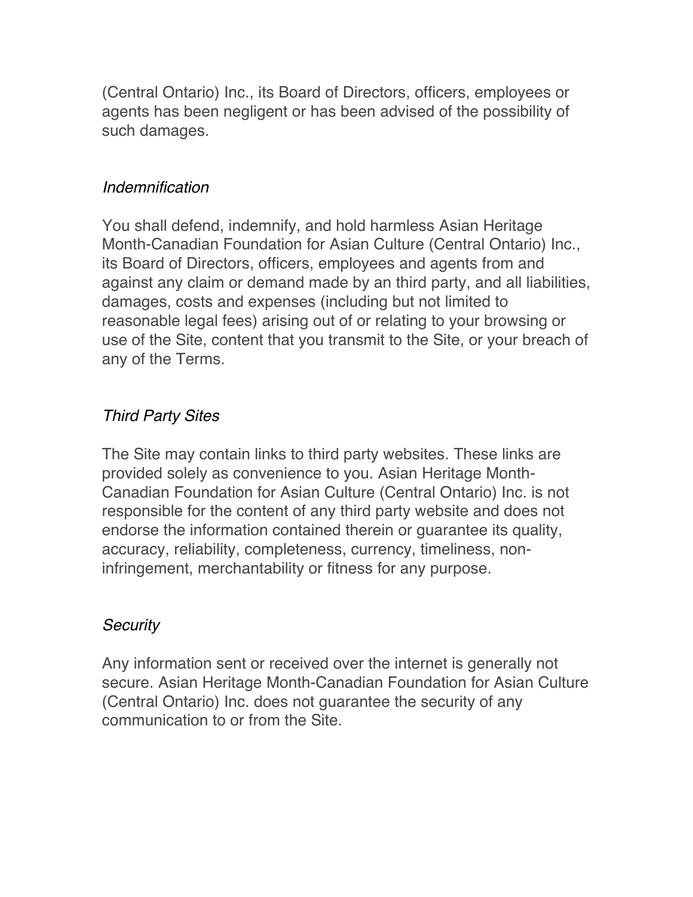(Central Ontario) Inc., its Board of Directors, officers, employees or agents has been negligent or has been advised of the possibility of such damages.

### *Indemnification*

You shall defend, indemnify, and hold harmless Asian Heritage Month-Canadian Foundation for Asian Culture (Central Ontario) Inc., its Board of Directors, officers, employees and agents from and against any claim or demand made by an third party, and all liabilities, damages, costs and expenses (including but not limited to reasonable legal fees) arising out of or relating to your browsing or use of the Site, content that you transmit to the Site, or your breach of any of the Terms.

### *Third Party Sites*

The Site may contain links to third party websites. These links are provided solely as convenience to you. Asian Heritage Month-Canadian Foundation for Asian Culture (Central Ontario) Inc. is not responsible for the content of any third party website and does not endorse the information contained therein or guarantee its quality, accuracy, reliability, completeness, currency, timeliness, non-infringement, merchantability or fitness for any purpose.

### *Security*

Any information sent or received over the internet is generally not secure. Asian Heritage Month-Canadian Foundation for Asian Culture (Central Ontario) Inc. does not guarantee the security of any communication to or from the Site.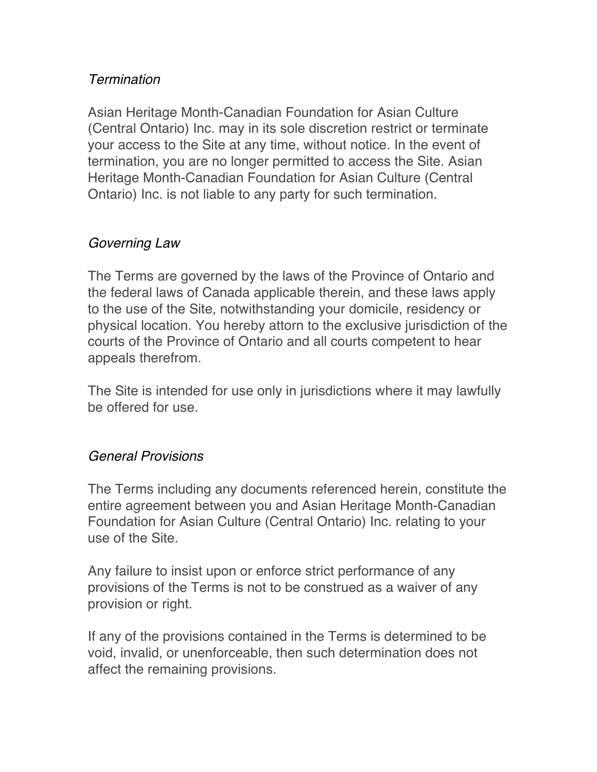*Termination*

Asian Heritage Month-Canadian Foundation for Asian Culture (Central Ontario) Inc. may in its sole discretion restrict or terminate your access to the Site at any time, without notice. In the event of termination, you are no longer permitted to access the Site. Asian Heritage Month-Canadian Foundation for Asian Culture (Central Ontario) Inc. is not liable to any party for such termination.

*Governing Law*

The Terms are governed by the laws of the Province of Ontario and the federal laws of Canada applicable therein, and these laws apply to the use of the Site, notwithstanding your domicile, residency or physical location. You hereby attorn to the exclusive jurisdiction of the courts of the Province of Ontario and all courts competent to hear appeals therefrom.

The Site is intended for use only in jurisdictions where it may lawfully be offered for use.

*General Provisions*

The Terms including any documents referenced herein, constitute the entire agreement between you and Asian Heritage Month-Canadian Foundation for Asian Culture (Central Ontario) Inc. relating to your use of the Site.

Any failure to insist upon or enforce strict performance of any provisions of the Terms is not to be construed as a waiver of any provision or right.

If any of the provisions contained in the Terms is determined to be void, invalid, or unenforceable, then such determination does not affect the remaining provisions.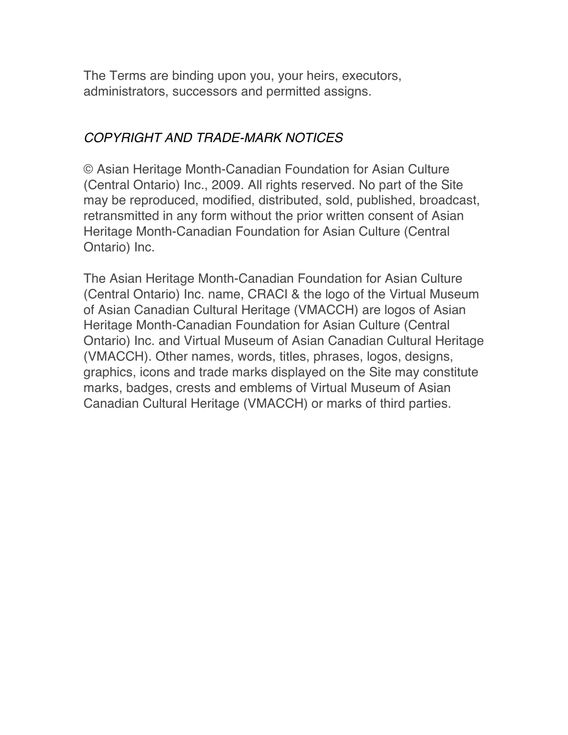The Terms are binding upon you, your heirs, executors, administrators, successors and permitted assigns.

*COPYRIGHT AND TRADE-MARK NOTICES*

© Asian Heritage Month-Canadian Foundation for Asian Culture (Central Ontario) Inc., 2009. All rights reserved. No part of the Site may be reproduced, modified, distributed, sold, published, broadcast, retransmitted in any form without the prior written consent of Asian Heritage Month-Canadian Foundation for Asian Culture (Central Ontario) Inc.

The Asian Heritage Month-Canadian Foundation for Asian Culture (Central Ontario) Inc. name, CRACI & the logo of the Virtual Museum of Asian Canadian Cultural Heritage (VMACCH) are logos of Asian Heritage Month-Canadian Foundation for Asian Culture (Central Ontario) Inc. and Virtual Museum of Asian Canadian Cultural Heritage (VMACCH). Other names, words, titles, phrases, logos, designs, graphics, icons and trade marks displayed on the Site may constitute marks, badges, crests and emblems of Virtual Museum of Asian Canadian Cultural Heritage (VMACCH) or marks of third parties.